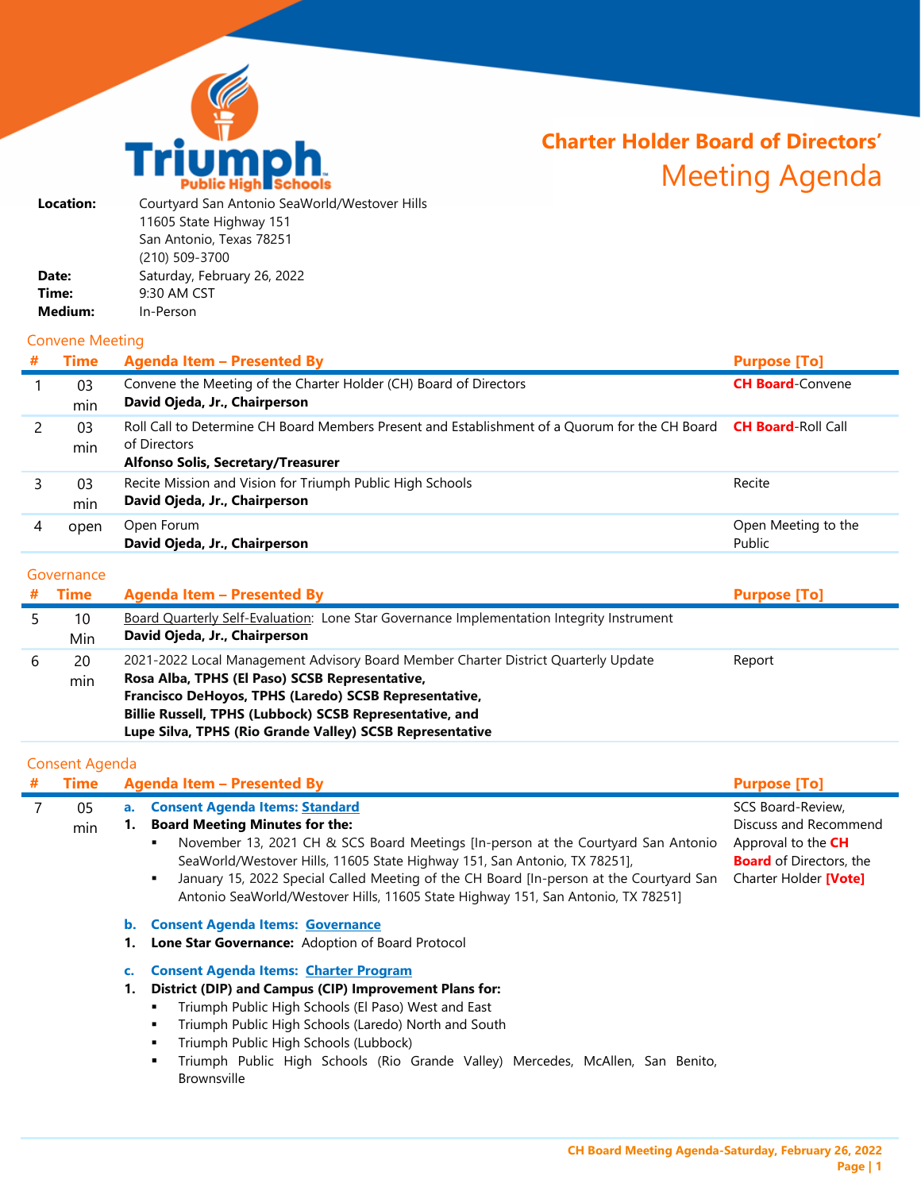# Charter Holder Board of Directors' Meeting Agenda

Triumph Public High Schools

**Location:** Courtyard San Antonio SeaWorld/Westover Hills
11605 State Highway 151
San Antonio, Texas 78251
(210) 509-3700

**Date:** Saturday, February 26, 2022

**Time:** 9:30 AM CST

**Medium:** In-Person

## Convene Meeting

| # | Time | Agenda Item – Presented By | Purpose [To] |
|---|---|---|---|
| 1 | 03 min | Convene the Meeting of the Charter Holder (CH) Board of Directors<br>**David Ojeda, Jr., Chairperson** | **CH Board**-Convene |
| 2 | 03 min | Roll Call to Determine CH Board Members Present and Establishment of a Quorum for the CH Board of Directors<br>**Alfonso Solis, Secretary/Treasurer** | **CH Board**-Roll Call |
| 3 | 03 min | Recite Mission and Vision for Triumph Public High Schools<br>**David Ojeda, Jr., Chairperson** | Recite |
| 4 | open | Open Forum<br>**David Ojeda, Jr., Chairperson** | Open Meeting to the Public |

## Governance

| # | Time | Agenda Item – Presented By | Purpose [To] |
|---|---|---|---|
| 5 | 10 Min | Board Quarterly Self-Evaluation: Lone Star Governance Implementation Integrity Instrument<br>**David Ojeda, Jr., Chairperson** | |
| 6 | 20 min | 2021-2022 Local Management Advisory Board Member Charter District Quarterly Update<br>**Rosa Alba, TPHS (El Paso) SCSB Representative,**<br>**Francisco DeHoyos, TPHS (Laredo) SCSB Representative,**<br>**Billie Russell, TPHS (Lubbock) SCSB Representative, and**<br>**Lupe Silva, TPHS (Rio Grande Valley) SCSB Representative** | Report |

## Consent Agenda

| # | Time | Agenda Item – Presented By | Purpose [To] |
|---|---|---|---|
| 7 | 05 min | **a. Consent Agenda Items: Standard**<br>**1. Board Meeting Minutes for the:**<br>▪ November 13, 2021 CH & SCS Board Meetings [In-person at the Courtyard San Antonio SeaWorld/Westover Hills, 11605 State Highway 151, San Antonio, TX 78251],<br>▪ January 15, 2022 Special Called Meeting of the CH Board [In-person at the Courtyard San Antonio SeaWorld/Westover Hills, 11605 State Highway 151, San Antonio, TX 78251]<br><br>**b. Consent Agenda Items: Governance**<br>**1. Lone Star Governance:** Adoption of Board Protocol<br><br>**c. Consent Agenda Items: Charter Program**<br>**1. District (DIP) and Campus (CIP) Improvement Plans for:**<br>▪ Triumph Public High Schools (El Paso) West and East<br>▪ Triumph Public High Schools (Laredo) North and South<br>▪ Triumph Public High Schools (Lubbock)<br>▪ Triumph Public High Schools (Rio Grande Valley) Mercedes, McAllen, San Benito, Brownsville | SCS Board-Review, Discuss and Recommend Approval to the **CH Board** of Directors, the Charter Holder **[Vote]** |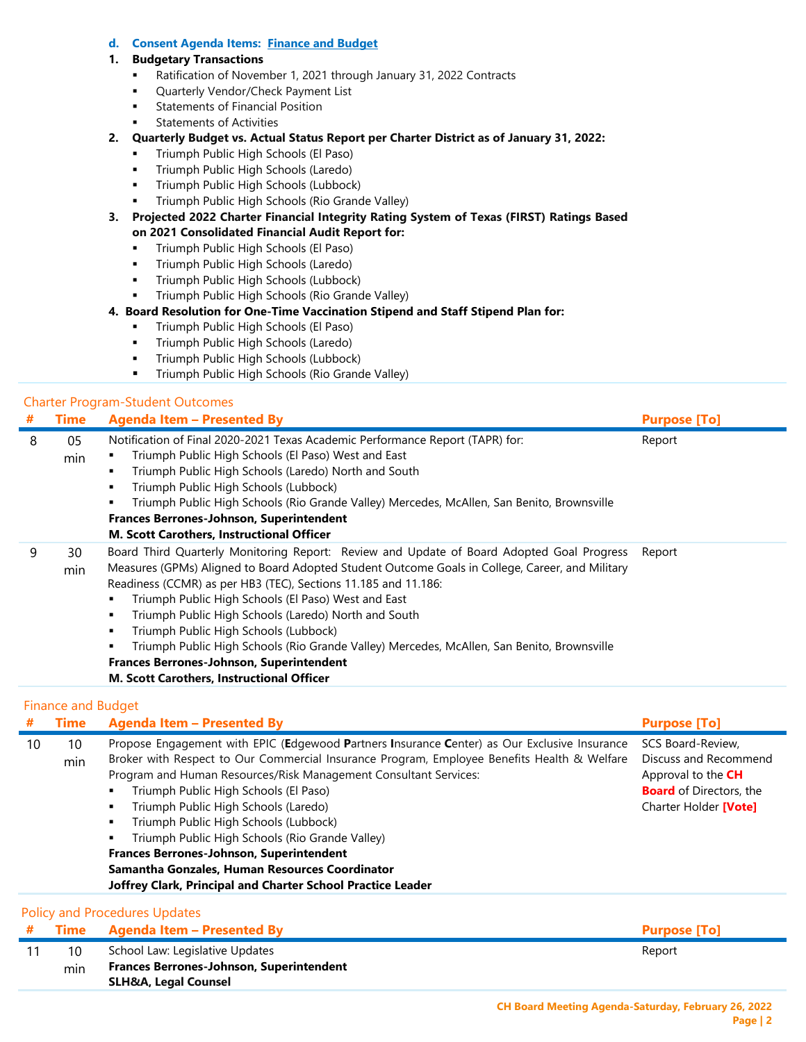**d. Consent Agenda Items: Finance and Budget**

1. **Budgetary Transactions**
   - Ratification of November 1, 2021 through January 31, 2022 Contracts
   - Quarterly Vendor/Check Payment List
   - Statements of Financial Position
   - Statements of Activities
2. **Quarterly Budget vs. Actual Status Report per Charter District as of January 31, 2022:**
   - Triumph Public High Schools (El Paso)
   - Triumph Public High Schools (Laredo)
   - Triumph Public High Schools (Lubbock)
   - Triumph Public High Schools (Rio Grande Valley)
3. **Projected 2022 Charter Financial Integrity Rating System of Texas (FIRST) Ratings Based on 2021 Consolidated Financial Audit Report for:**
   - Triumph Public High Schools (El Paso)
   - Triumph Public High Schools (Laredo)
   - Triumph Public High Schools (Lubbock)
   - Triumph Public High Schools (Rio Grande Valley)
4. **Board Resolution for One-Time Vaccination Stipend and Staff Stipend Plan for:**
   - Triumph Public High Schools (El Paso)
   - Triumph Public High Schools (Laredo)
   - Triumph Public High Schools (Lubbock)
   - Triumph Public High Schools (Rio Grande Valley)

## Charter Program-Student Outcomes

| # | Time | Agenda Item – Presented By | Purpose [To] |
|---|---|---|---|
| 8 | 05 min | Notification of Final 2020-2021 Texas Academic Performance Report (TAPR) for:<br>▪ Triumph Public High Schools (El Paso) West and East<br>▪ Triumph Public High Schools (Laredo) North and South<br>▪ Triumph Public High Schools (Lubbock)<br>▪ Triumph Public High Schools (Rio Grande Valley) Mercedes, McAllen, San Benito, Brownsville<br>**Frances Berrones-Johnson, Superintendent**<br>**M. Scott Carothers, Instructional Officer** | Report |
| 9 | 30 min | Board Third Quarterly Monitoring Report: Review and Update of Board Adopted Goal Progress Measures (GPMs) Aligned to Board Adopted Student Outcome Goals in College, Career, and Military Readiness (CCMR) as per HB3 (TEC), Sections 11.185 and 11.186:<br>▪ Triumph Public High Schools (El Paso) West and East<br>▪ Triumph Public High Schools (Laredo) North and South<br>▪ Triumph Public High Schools (Lubbock)<br>▪ Triumph Public High Schools (Rio Grande Valley) Mercedes, McAllen, San Benito, Brownsville<br>**Frances Berrones-Johnson, Superintendent**<br>**M. Scott Carothers, Instructional Officer** | Report |

## Finance and Budget

| # | Time | Agenda Item – Presented By | Purpose [To] |
|---|---|---|---|
| 10 | 10 min | Propose Engagement with EPIC (**E**dgewood **P**artners **I**nsurance **C**enter) as Our Exclusive Insurance Broker with Respect to Our Commercial Insurance Program, Employee Benefits Health & Welfare Program and Human Resources/Risk Management Consultant Services:<br>▪ Triumph Public High Schools (El Paso)<br>▪ Triumph Public High Schools (Laredo)<br>▪ Triumph Public High Schools (Lubbock)<br>▪ Triumph Public High Schools (Rio Grande Valley)<br>**Frances Berrones-Johnson, Superintendent**<br>**Samantha Gonzales, Human Resources Coordinator**<br>**Joffrey Clark, Principal and Charter School Practice Leader** | SCS Board-Review, Discuss and Recommend Approval to the **CH Board** of Directors, the Charter Holder **[Vote]** |

## Policy and Procedures Updates

| # | Time | Agenda Item – Presented By | Purpose [To] |
|---|---|---|---|
| 11 | 10 min | School Law: Legislative Updates<br>**Frances Berrones-Johnson, Superintendent**<br>**SLH&A, Legal Counsel** | Report |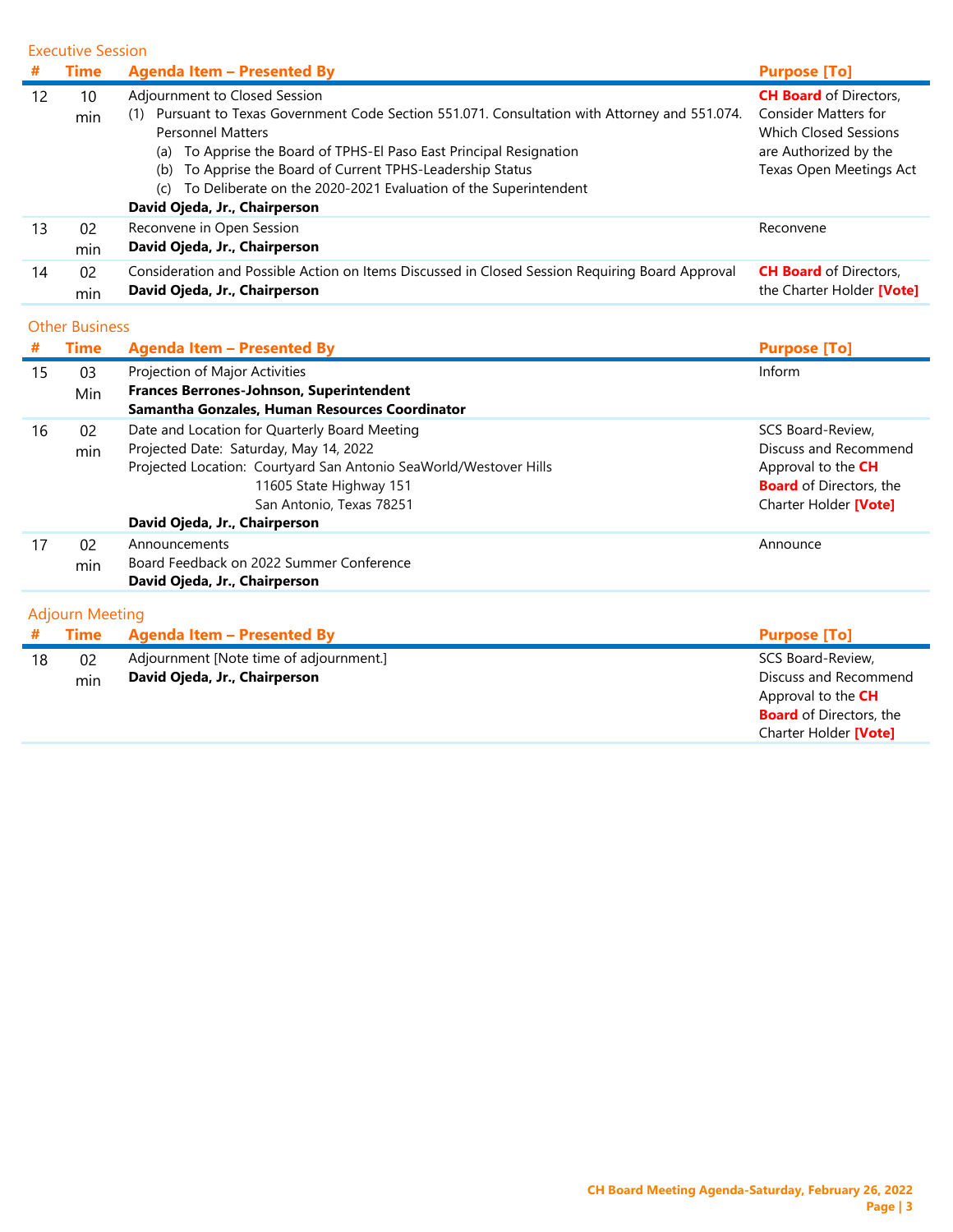## Executive Session

| # | Time | Agenda Item – Presented By | Purpose [To] |
|---|---|---|---|
| 12 | 10 min | Adjournment to Closed Session<br>(1) Pursuant to Texas Government Code Section 551.071. Consultation with Attorney and 551.074. Personnel Matters<br>(a) To Apprise the Board of TPHS-El Paso East Principal Resignation<br>(b) To Apprise the Board of Current TPHS-Leadership Status<br>(c) To Deliberate on the 2020-2021 Evaluation of the Superintendent<br>**David Ojeda, Jr., Chairperson** | **CH Board** of Directors, Consider Matters for Which Closed Sessions are Authorized by the Texas Open Meetings Act |
| 13 | 02 min | Reconvene in Open Session<br>**David Ojeda, Jr., Chairperson** | Reconvene |
| 14 | 02 min | Consideration and Possible Action on Items Discussed in Closed Session Requiring Board Approval<br>**David Ojeda, Jr., Chairperson** | **CH Board** of Directors, the Charter Holder **[Vote]** |

## Other Business

| # | Time | Agenda Item – Presented By | Purpose [To] |
|---|---|---|---|
| 15 | 03 Min | Projection of Major Activities<br>**Frances Berrones-Johnson, Superintendent**<br>**Samantha Gonzales, Human Resources Coordinator** | Inform |
| 16 | 02 min | Date and Location for Quarterly Board Meeting<br>Projected Date: Saturday, May 14, 2022<br>Projected Location: Courtyard San Antonio SeaWorld/Westover Hills<br>11605 State Highway 151<br>San Antonio, Texas 78251<br>**David Ojeda, Jr., Chairperson** | SCS Board-Review, Discuss and Recommend Approval to the **CH Board** of Directors, the Charter Holder **[Vote]** |
| 17 | 02 min | Announcements<br>Board Feedback on 2022 Summer Conference<br>**David Ojeda, Jr., Chairperson** | Announce |

## Adjourn Meeting

| # | Time | Agenda Item – Presented By | Purpose [To] |
|---|---|---|---|
| 18 | 02 min | Adjournment [Note time of adjournment.]<br>**David Ojeda, Jr., Chairperson** | SCS Board-Review, Discuss and Recommend Approval to the **CH Board** of Directors, the Charter Holder **[Vote]** |